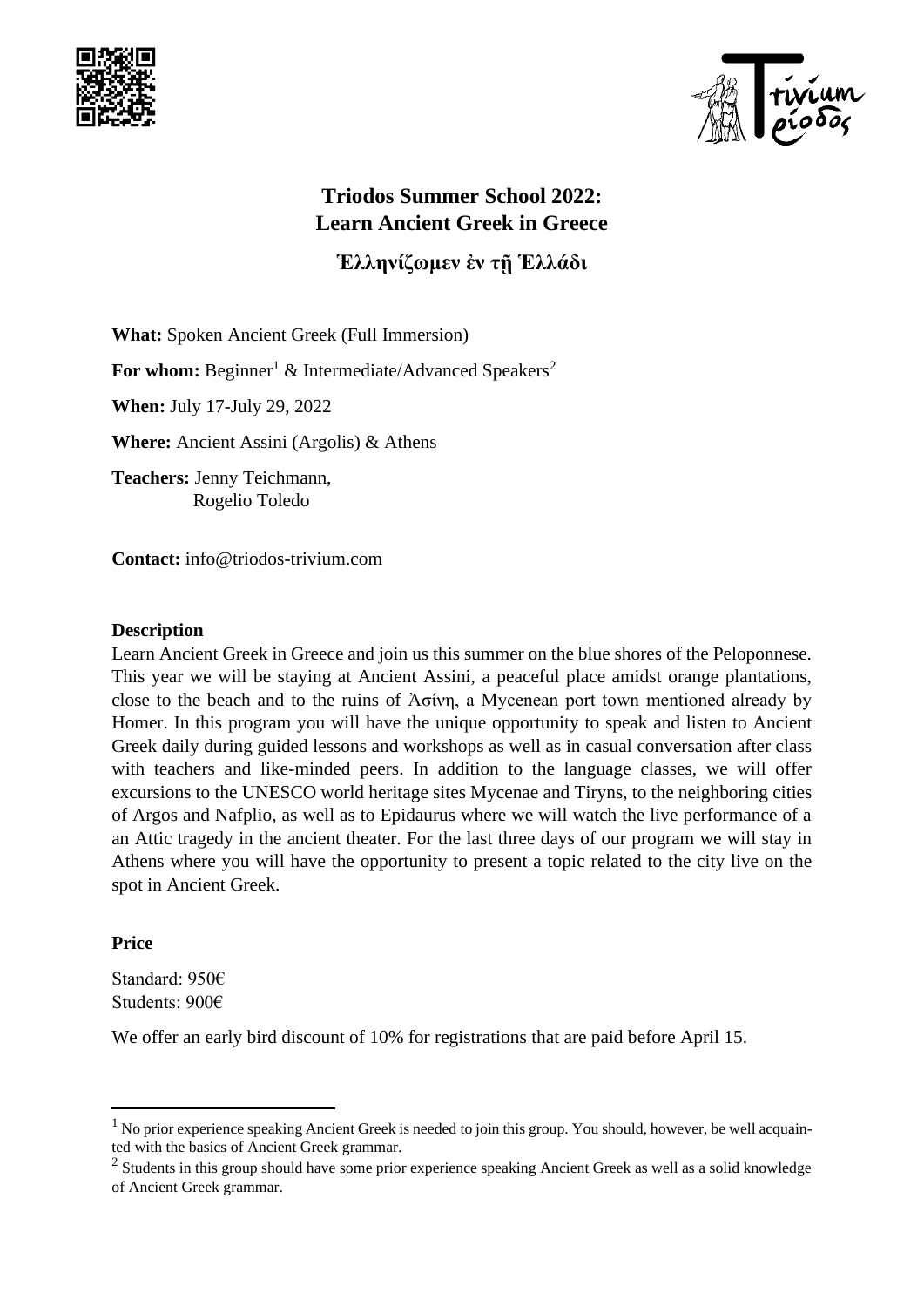# Triodos Summer School 2022: Learn Ancient Greek in Greece

## Ἑλληνίζωμεν ἐν τῇ Ἑλλάδι

**What:** Spoken Ancient Greek (Full Immersion)

**For whom:** Beginner[1] & Intermediate/Advanced Speakers[2]

**When:** July 17-July 29, 2022

**Where:** Ancient Assini (Argolis) & Athens

**Teachers:** Jenny Teichmann,
Rogelio Toledo

**Contact:** info@triodos-trivium.com

### Description

Learn Ancient Greek in Greece and join us this summer on the blue shores of the Peloponnese. This year we will be staying at Ancient Assini, a peaceful place amidst orange plantations, close to the beach and to the ruins of Ἀσίνη, a Mycenean port town mentioned already by Homer. In this program you will have the unique opportunity to speak and listen to Ancient Greek daily during guided lessons and workshops as well as in casual conversation after class with teachers and like-minded peers. In addition to the language classes, we will offer excursions to the UNESCO world heritage sites Mycenae and Tiryns, to the neighboring cities of Argos and Nafplio, as well as to Epidaurus where we will watch the live performance of a an Attic tragedy in the ancient theater. For the last three days of our program we will stay in Athens where you will have the opportunity to present a topic related to the city live on the spot in Ancient Greek.

### Price

Standard: 950€
Students: 900€

We offer an early bird discount of 10% for registrations that are paid before April 15.

---

[1] No prior experience speaking Ancient Greek is needed to join this group. You should, however, be well acquainted with the basics of Ancient Greek grammar.

[2] Students in this group should have some prior experience speaking Ancient Greek as well as a solid knowledge of Ancient Greek grammar.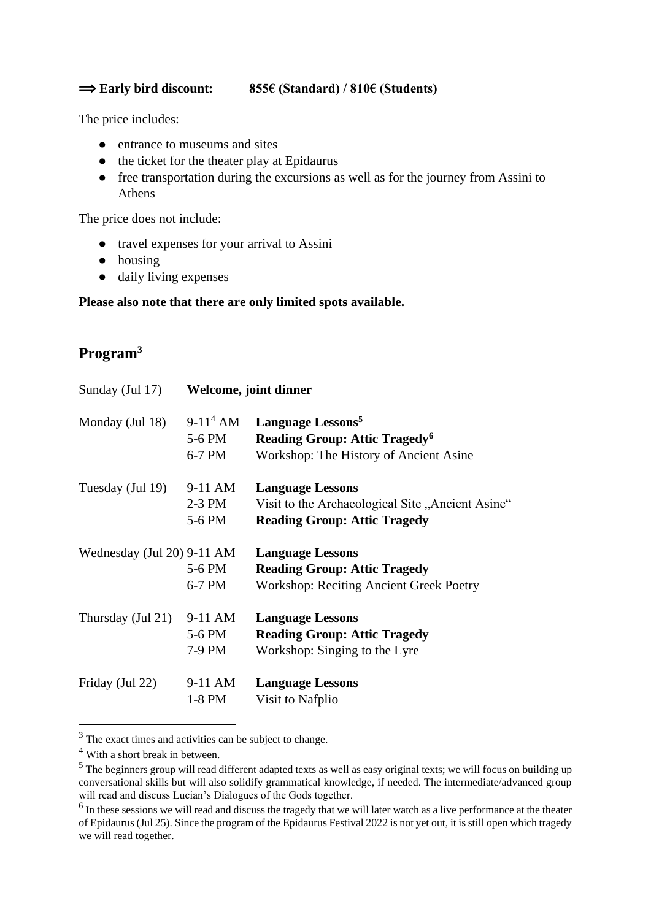**⟹ Early bird discount: 855€ (Standard) / 810€ (Students)**

The price includes:

- entrance to museums and sites
- the ticket for the theater play at Epidaurus
- free transportation during the excursions as well as for the journey from Assini to Athens

The price does not include:

- travel expenses for your arrival to Assini
- housing
- daily living expenses

**Please also note that there are only limited spots available.**

## Program[3]

| | | |
|---|---|---|
| Sunday (Jul 17) | **Welcome, joint dinner** | |
| Monday (Jul 18) | 9-11[4] AM | **Language Lessons[5]** |
| | 5-6 PM | **Reading Group: Attic Tragedy[6]** |
| | 6-7 PM | Workshop: The History of Ancient Asine |
| Tuesday (Jul 19) | 9-11 AM | **Language Lessons** |
| | 2-3 PM | Visit to the Archaeological Site „Ancient Asine" |
| | 5-6 PM | **Reading Group: Attic Tragedy** |
| Wednesday (Jul 20) | 9-11 AM | **Language Lessons** |
| | 5-6 PM | **Reading Group: Attic Tragedy** |
| | 6-7 PM | Workshop: Reciting Ancient Greek Poetry |
| Thursday (Jul 21) | 9-11 AM | **Language Lessons** |
| | 5-6 PM | **Reading Group: Attic Tragedy** |
| | 7-9 PM | Workshop: Singing to the Lyre |
| Friday (Jul 22) | 9-11 AM | **Language Lessons** |
| | 1-8 PM | Visit to Nafplio |

[3] The exact times and activities can be subject to change.

[4] With a short break in between.

[5] The beginners group will read different adapted texts as well as easy original texts; we will focus on building up conversational skills but will also solidify grammatical knowledge, if needed. The intermediate/advanced group will read and discuss Lucian's Dialogues of the Gods together.

[6] In these sessions we will read and discuss the tragedy that we will later watch as a live performance at the theater of Epidaurus (Jul 25). Since the program of the Epidaurus Festival 2022 is not yet out, it is still open which tragedy we will read together.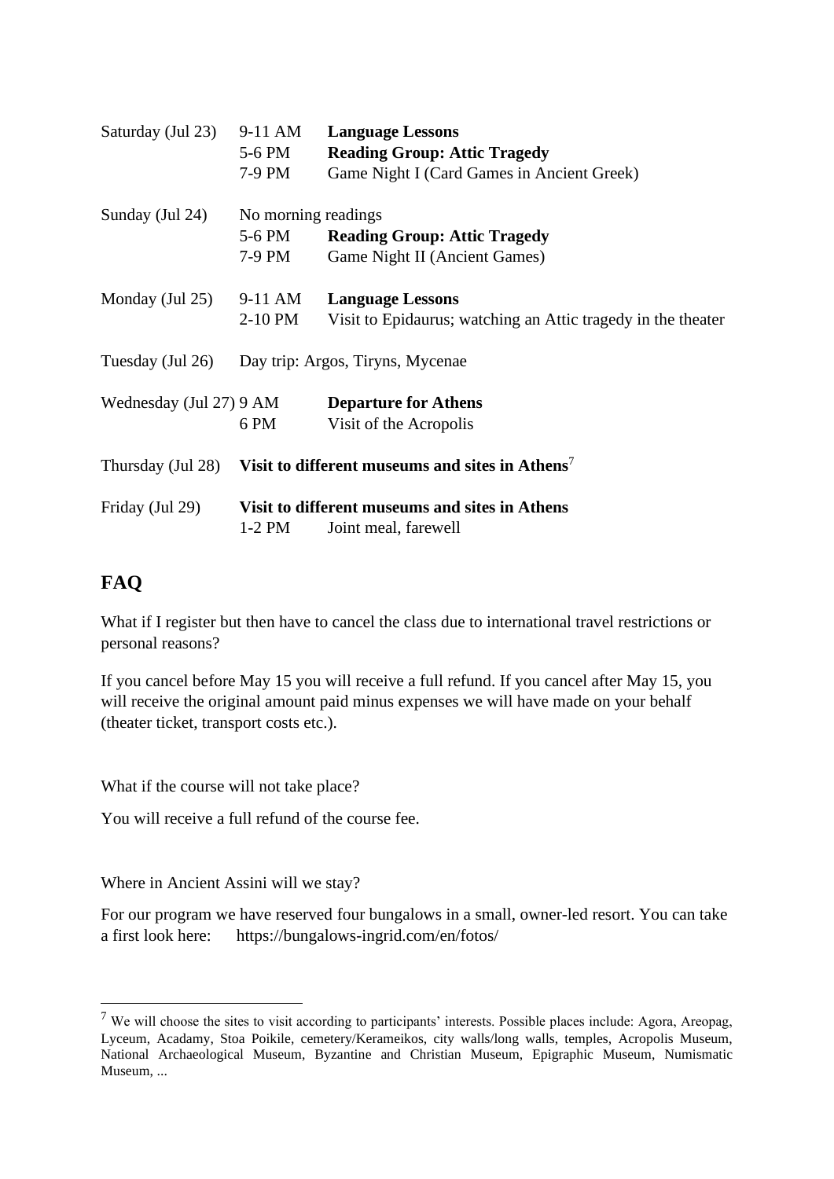| | | |
|---|---|---|
| Saturday (Jul 23) | 9-11 AM | **Language Lessons** |
| | 5-6 PM | **Reading Group: Attic Tragedy** |
| | 7-9 PM | Game Night I (Card Games in Ancient Greek) |
| Sunday (Jul 24) | No morning readings | |
| | 5-6 PM | **Reading Group: Attic Tragedy** |
| | 7-9 PM | Game Night II (Ancient Games) |
| Monday (Jul 25) | 9-11 AM | **Language Lessons** |
| | 2-10 PM | Visit to Epidaurus; watching an Attic tragedy in the theater |
| Tuesday (Jul 26) | Day trip: Argos, Tiryns, Mycenae | |
| Wednesday (Jul 27) | 9 AM | **Departure for Athens** |
| | 6 PM | Visit of the Acropolis |
| Thursday (Jul 28) | **Visit to different museums and sites in Athens**[7] | |
| Friday (Jul 29) | **Visit to different museums and sites in Athens** | |
| | 1-2 PM | Joint meal, farewell |

## FAQ

What if I register but then have to cancel the class due to international travel restrictions or personal reasons?

If you cancel before May 15 you will receive a full refund. If you cancel after May 15, you will receive the original amount paid minus expenses we will have made on your behalf (theater ticket, transport costs etc.).

What if the course will not take place?

You will receive a full refund of the course fee.

Where in Ancient Assini will we stay?

For our program we have reserved four bungalows in a small, owner-led resort. You can take a first look here: https://bungalows-ingrid.com/en/fotos/

---

[7] We will choose the sites to visit according to participants' interests. Possible places include: Agora, Areopag, Lyceum, Acadamy, Stoa Poikile, cemetery/Kerameikos, city walls/long walls, temples, Acropolis Museum, National Archaeological Museum, Byzantine and Christian Museum, Epigraphic Museum, Numismatic Museum, ...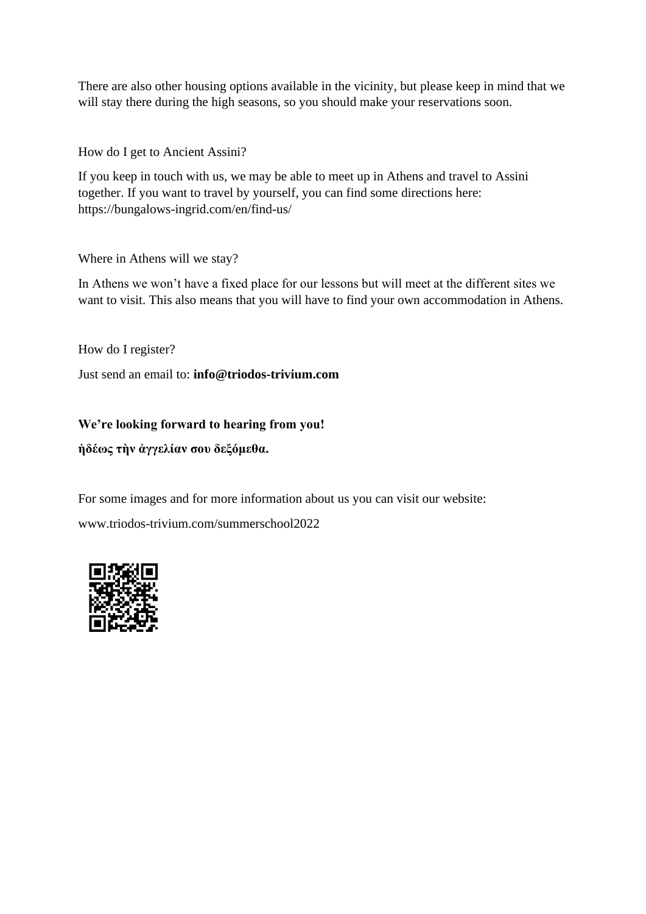There are also other housing options available in the vicinity, but please keep in mind that we will stay there during the high seasons, so you should make your reservations soon.

How do I get to Ancient Assini?

If you keep in touch with us, we may be able to meet up in Athens and travel to Assini together. If you want to travel by yourself, you can find some directions here: https://bungalows-ingrid.com/en/find-us/

Where in Athens will we stay?

In Athens we won't have a fixed place for our lessons but will meet at the different sites we want to visit. This also means that you will have to find your own accommodation in Athens.

How do I register?

Just send an email to: **info@triodos-trivium.com**

**We're looking forward to hearing from you!**

**ἡδέως τὴν ἀγγελίαν σου δεξόμεθα.**

For some images and for more information about us you can visit our website:

www.triodos-trivium.com/summerschool2022